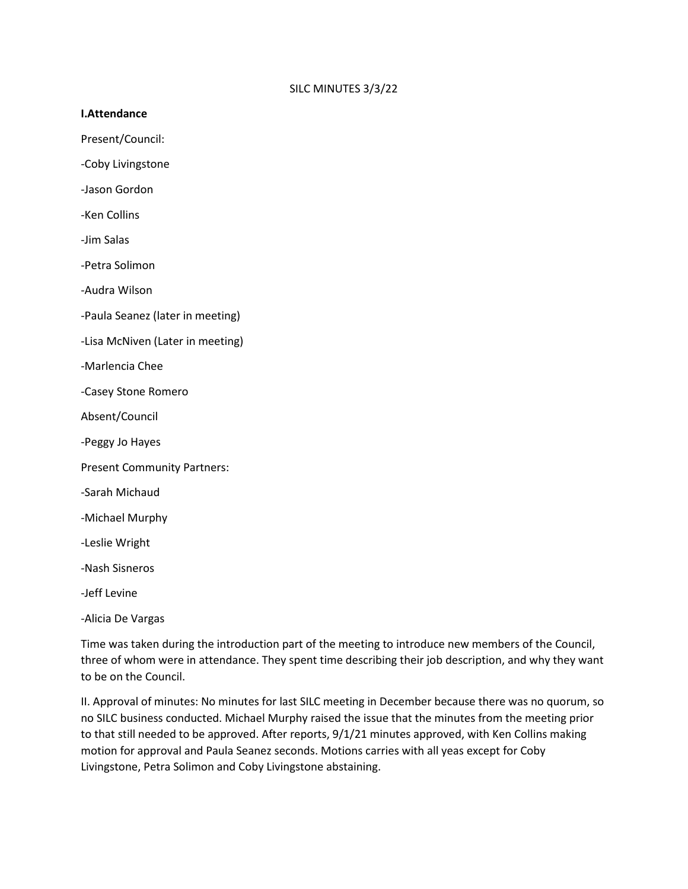SILC MINUTES 3/3/22

**I.Attendance**

Present/Council:

-Coby Livingstone

-Jason Gordon

-Ken Collins

-Jim Salas

-Petra Solimon

-Audra Wilson

-Paula Seanez (later in meeting)

-Lisa McNiven (Later in meeting)

-Marlencia Chee

-Casey Stone Romero

Absent/Council

-Peggy Jo Hayes

Present Community Partners:

-Sarah Michaud

-Michael Murphy

-Leslie Wright

-Nash Sisneros

-Jeff Levine

-Alicia De Vargas

Time was taken during the introduction part of the meeting to introduce new members of the Council, three of whom were in attendance. They spent time describing their job description, and why they want to be on the Council.

II. Approval of minutes: No minutes for last SILC meeting in December because there was no quorum, so no SILC business conducted. Michael Murphy raised the issue that the minutes from the meeting prior to that still needed to be approved. After reports, 9/1/21 minutes approved, with Ken Collins making motion for approval and Paula Seanez seconds. Motions carries with all yeas except for Coby Livingstone, Petra Solimon and Coby Livingstone abstaining.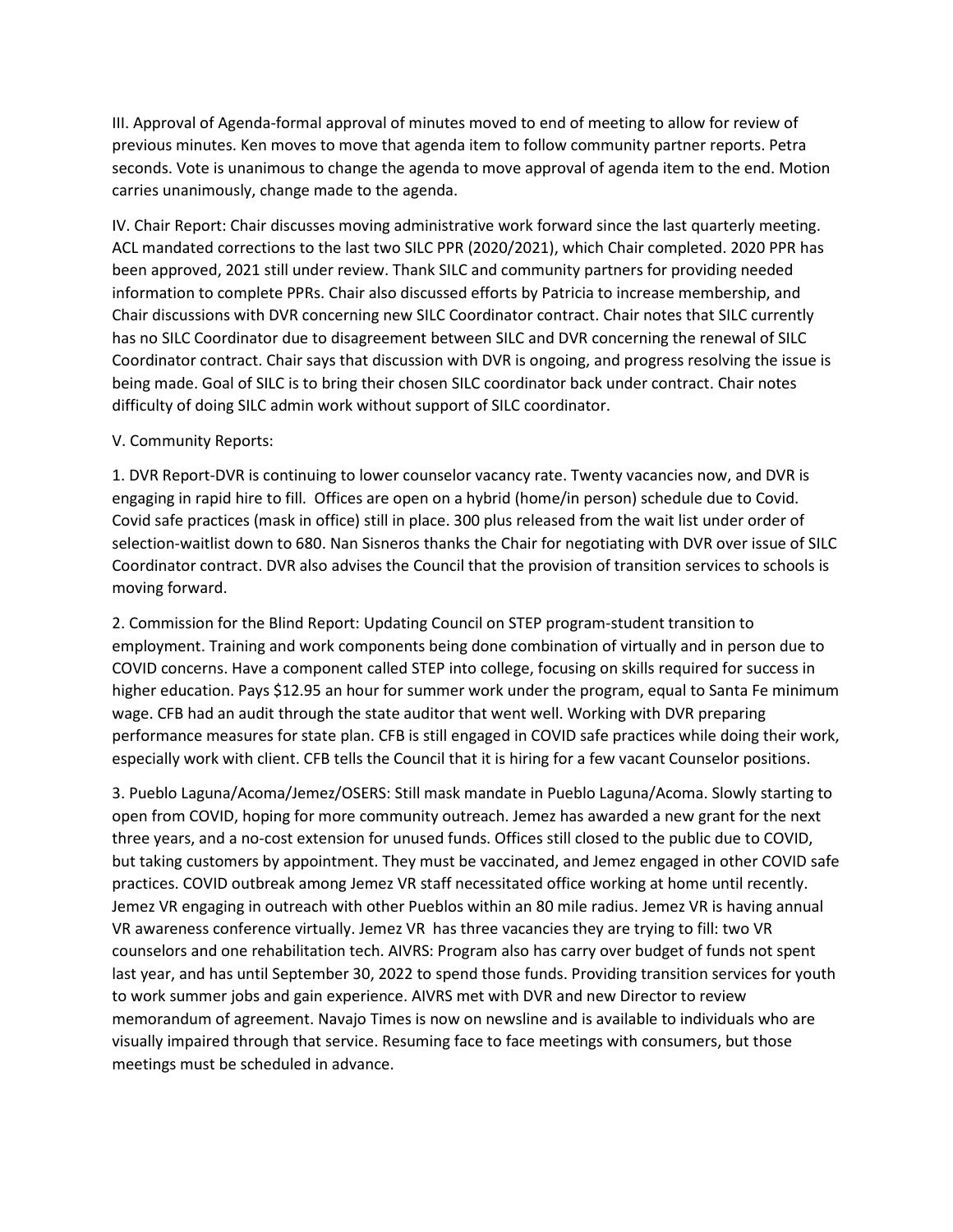III. Approval of Agenda-formal approval of minutes moved to end of meeting to allow for review of previous minutes. Ken moves to move that agenda item to follow community partner reports. Petra seconds. Vote is unanimous to change the agenda to move approval of agenda item to the end. Motion carries unanimously, change made to the agenda.

IV. Chair Report: Chair discusses moving administrative work forward since the last quarterly meeting. ACL mandated corrections to the last two SILC PPR (2020/2021), which Chair completed. 2020 PPR has been approved, 2021 still under review. Thank SILC and community partners for providing needed information to complete PPRs. Chair also discussed efforts by Patricia to increase membership, and Chair discussions with DVR concerning new SILC Coordinator contract. Chair notes that SILC currently has no SILC Coordinator due to disagreement between SILC and DVR concerning the renewal of SILC Coordinator contract. Chair says that discussion with DVR is ongoing, and progress resolving the issue is being made. Goal of SILC is to bring their chosen SILC coordinator back under contract. Chair notes difficulty of doing SILC admin work without support of SILC coordinator.

V. Community Reports:

1. DVR Report-DVR is continuing to lower counselor vacancy rate. Twenty vacancies now, and DVR is engaging in rapid hire to fill. Offices are open on a hybrid (home/in person) schedule due to Covid. Covid safe practices (mask in office) still in place. 300 plus released from the wait list under order of selection-waitlist down to 680. Nan Sisneros thanks the Chair for negotiating with DVR over issue of SILC Coordinator contract. DVR also advises the Council that the provision of transition services to schools is moving forward.

2. Commission for the Blind Report: Updating Council on STEP program-student transition to employment. Training and work components being done combination of virtually and in person due to COVID concerns. Have a component called STEP into college, focusing on skills required for success in higher education. Pays $12.95 an hour for summer work under the program, equal to Santa Fe minimum wage. CFB had an audit through the state auditor that went well. Working with DVR preparing performance measures for state plan. CFB is still engaged in COVID safe practices while doing their work, especially work with client. CFB tells the Council that it is hiring for a few vacant Counselor positions.

3. Pueblo Laguna/Acoma/Jemez/OSERS: Still mask mandate in Pueblo Laguna/Acoma. Slowly starting to open from COVID, hoping for more community outreach. Jemez has awarded a new grant for the next three years, and a no-cost extension for unused funds. Offices still closed to the public due to COVID, but taking customers by appointment. They must be vaccinated, and Jemez engaged in other COVID safe practices. COVID outbreak among Jemez VR staff necessitated office working at home until recently. Jemez VR engaging in outreach with other Pueblos within an 80 mile radius. Jemez VR is having annual VR awareness conference virtually. Jemez VR has three vacancies they are trying to fill: two VR counselors and one rehabilitation tech. AIVRS: Program also has carry over budget of funds not spent last year, and has until September 30, 2022 to spend those funds. Providing transition services for youth to work summer jobs and gain experience. AIVRS met with DVR and new Director to review memorandum of agreement. Navajo Times is now on newsline and is available to individuals who are visually impaired through that service. Resuming face to face meetings with consumers, but those meetings must be scheduled in advance.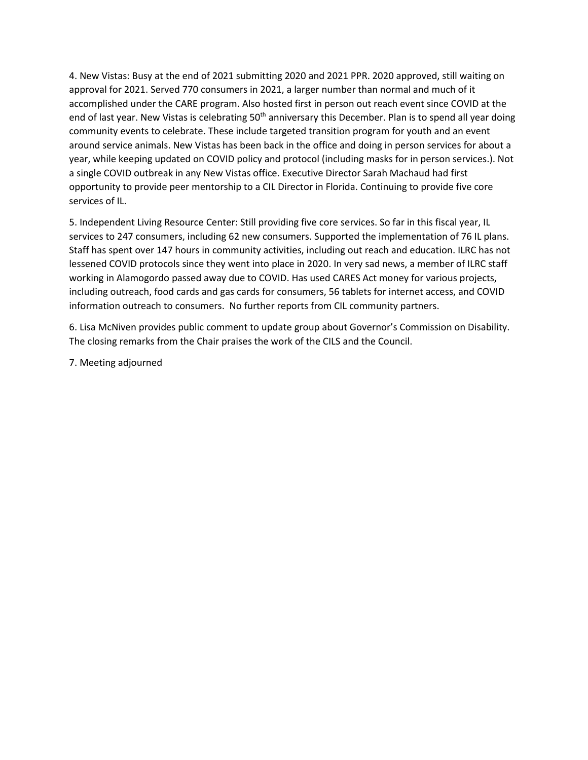4. New Vistas: Busy at the end of 2021 submitting 2020 and 2021 PPR. 2020 approved, still waiting on approval for 2021. Served 770 consumers in 2021, a larger number than normal and much of it accomplished under the CARE program. Also hosted first in person out reach event since COVID at the end of last year. New Vistas is celebrating 50th anniversary this December. Plan is to spend all year doing community events to celebrate. These include targeted transition program for youth and an event around service animals. New Vistas has been back in the office and doing in person services for about a year, while keeping updated on COVID policy and protocol (including masks for in person services.). Not a single COVID outbreak in any New Vistas office. Executive Director Sarah Machaud had first opportunity to provide peer mentorship to a CIL Director in Florida. Continuing to provide five core services of IL.

5. Independent Living Resource Center: Still providing five core services. So far in this fiscal year, IL services to 247 consumers, including 62 new consumers. Supported the implementation of 76 IL plans. Staff has spent over 147 hours in community activities, including out reach and education. ILRC has not lessened COVID protocols since they went into place in 2020. In very sad news, a member of ILRC staff working in Alamogordo passed away due to COVID. Has used CARES Act money for various projects, including outreach, food cards and gas cards for consumers, 56 tablets for internet access, and COVID information outreach to consumers. No further reports from CIL community partners.

6. Lisa McNiven provides public comment to update group about Governor's Commission on Disability. The closing remarks from the Chair praises the work of the CILS and the Council.

7. Meeting adjourned